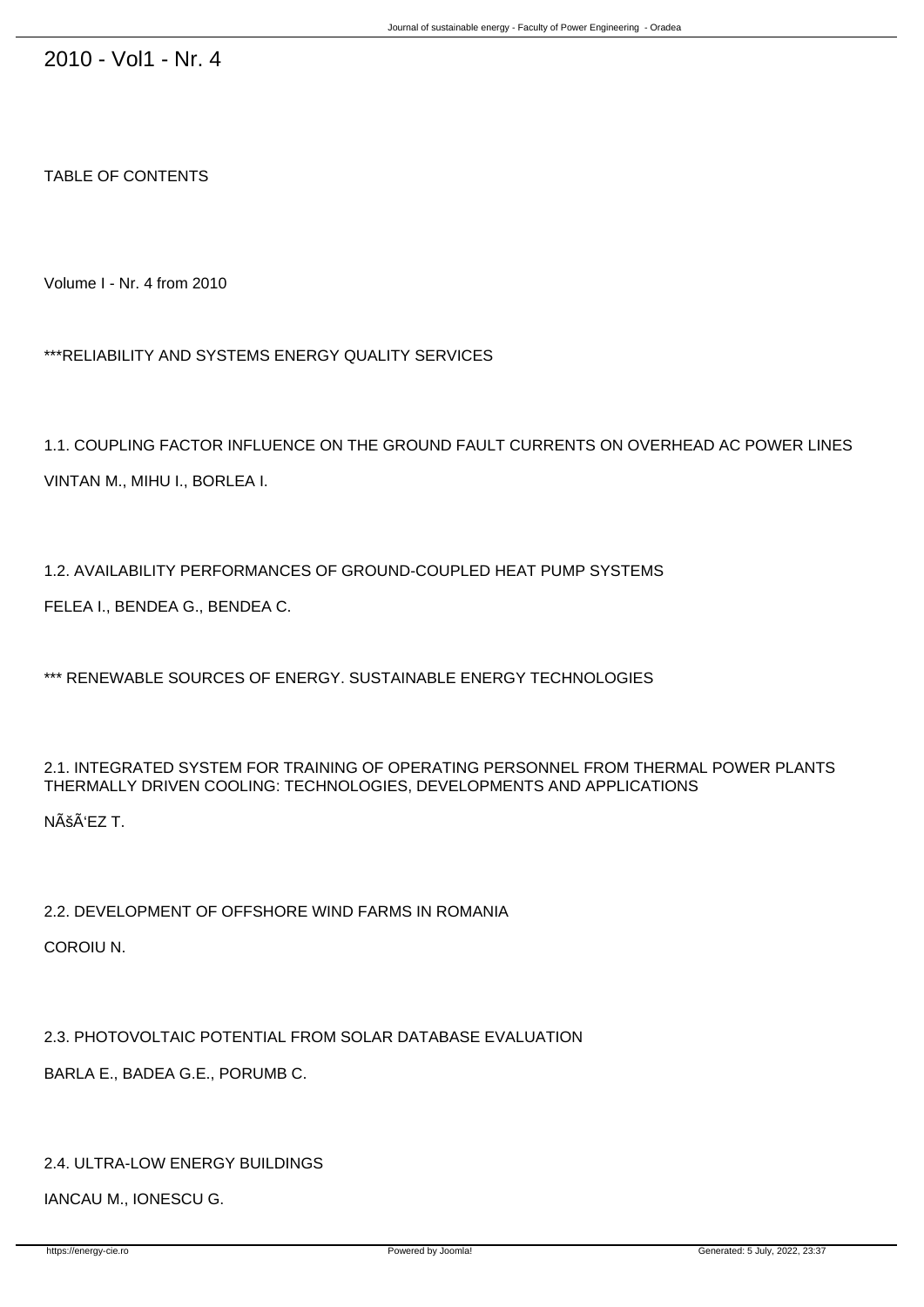# 2010 - Vol1 - Nr. 4

TABLE OF CONTENTS

Volume I - Nr. 4 from 2010

***RELIABILITY AND SYSTEMS ENERGY QUALITY SERVICES

1.1. COUPLING FACTOR INFLUENCE ON THE GROUND FAULT CURRENTS ON OVERHEAD AC POWER LINES

VINTAN M., MIHU I., BORLEA I.

1.2. AVAILABILITY PERFORMANCES OF GROUND-COUPLED HEAT PUMP SYSTEMS

FELEA I., BENDEA G., BENDEA C.

*** RENEWABLE SOURCES OF ENERGY. SUSTAINABLE ENERGY TECHNOLOGIES

2.1. INTEGRATED SYSTEM FOR TRAINING OF OPERATING PERSONNEL FROM THERMAL POWER PLANTS THERMALLY DRIVEN COOLING: TECHNOLOGIES, DEVELOPMENTS AND APPLICATIONS

NÃšÃ'EZ T.

2.2. DEVELOPMENT OF OFFSHORE WIND FARMS IN ROMANIA

COROIU N.

2.3. PHOTOVOLTAIC POTENTIAL FROM SOLAR DATABASE EVALUATION

BARLA E., BADEA G.E., PORUMB C.

2.4. ULTRA-LOW ENERGY BUILDINGS

IANCAU M., IONESCU G.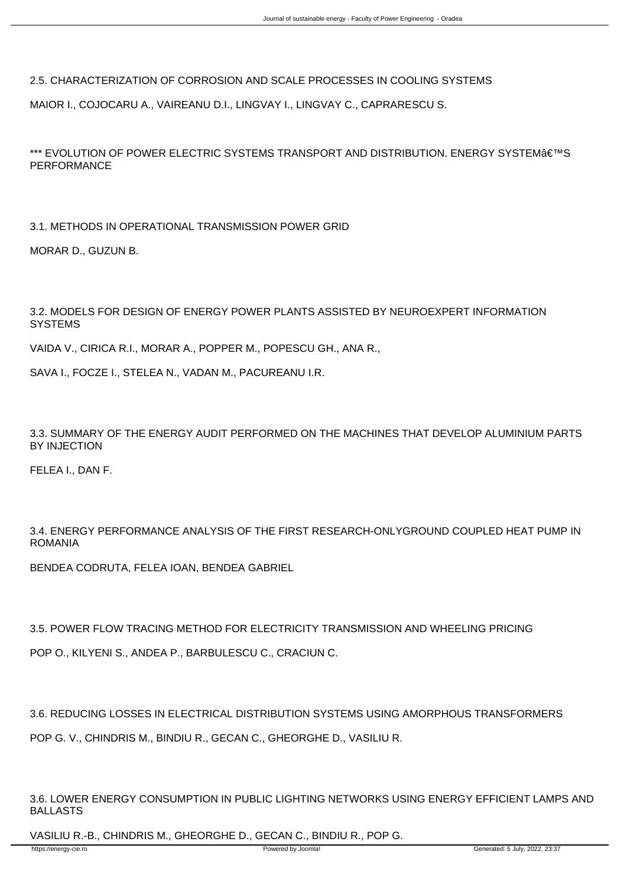2.5. CHARACTERIZATION OF CORROSION AND SCALE PROCESSES IN COOLING SYSTEMS

MAIOR I., COJOCARU A., VAIREANU D.I., LINGVAY I., LINGVAY C., CAPRARESCU S.

*** EVOLUTION OF POWER ELECTRIC SYSTEMS TRANSPORT AND DISTRIBUTION. ENERGY SYSTEMâ€™S PERFORMANCE

3.1. METHODS IN OPERATIONAL TRANSMISSION POWER GRID

MORAR D., GUZUN B.

3.2. MODELS FOR DESIGN OF ENERGY POWER PLANTS ASSISTED BY NEUROEXPERT INFORMATION SYSTEMS

VAIDA V., CIRICA R.I., MORAR A., POPPER M., POPESCU GH., ANA R.,

SAVA I., FOCZE I., STELEA N., VADAN M., PACUREANU I.R.

3.3. SUMMARY OF THE ENERGY AUDIT PERFORMED ON THE MACHINES THAT DEVELOP ALUMINIUM PARTS BY INJECTION

FELEA I., DAN F.

3.4. ENERGY PERFORMANCE ANALYSIS OF THE FIRST RESEARCH-ONLYGROUND COUPLED HEAT PUMP IN ROMANIA

BENDEA CODRUTA, FELEA IOAN, BENDEA GABRIEL

3.5. POWER FLOW TRACING METHOD FOR ELECTRICITY TRANSMISSION AND WHEELING PRICING

POP O., KILYENI S., ANDEA P., BARBULESCU C., CRACIUN C.

3.6. REDUCING LOSSES IN ELECTRICAL DISTRIBUTION SYSTEMS USING AMORPHOUS TRANSFORMERS

POP G. V., CHINDRIS M., BINDIU R., GECAN C., GHEORGHE D., VASILIU R.

3.6. LOWER ENERGY CONSUMPTION IN PUBLIC LIGHTING NETWORKS USING ENERGY EFFICIENT LAMPS AND BALLASTS

VASILIU R.-B., CHINDRIS M., GHEORGHE D., GECAN C., BINDIU R., POP G.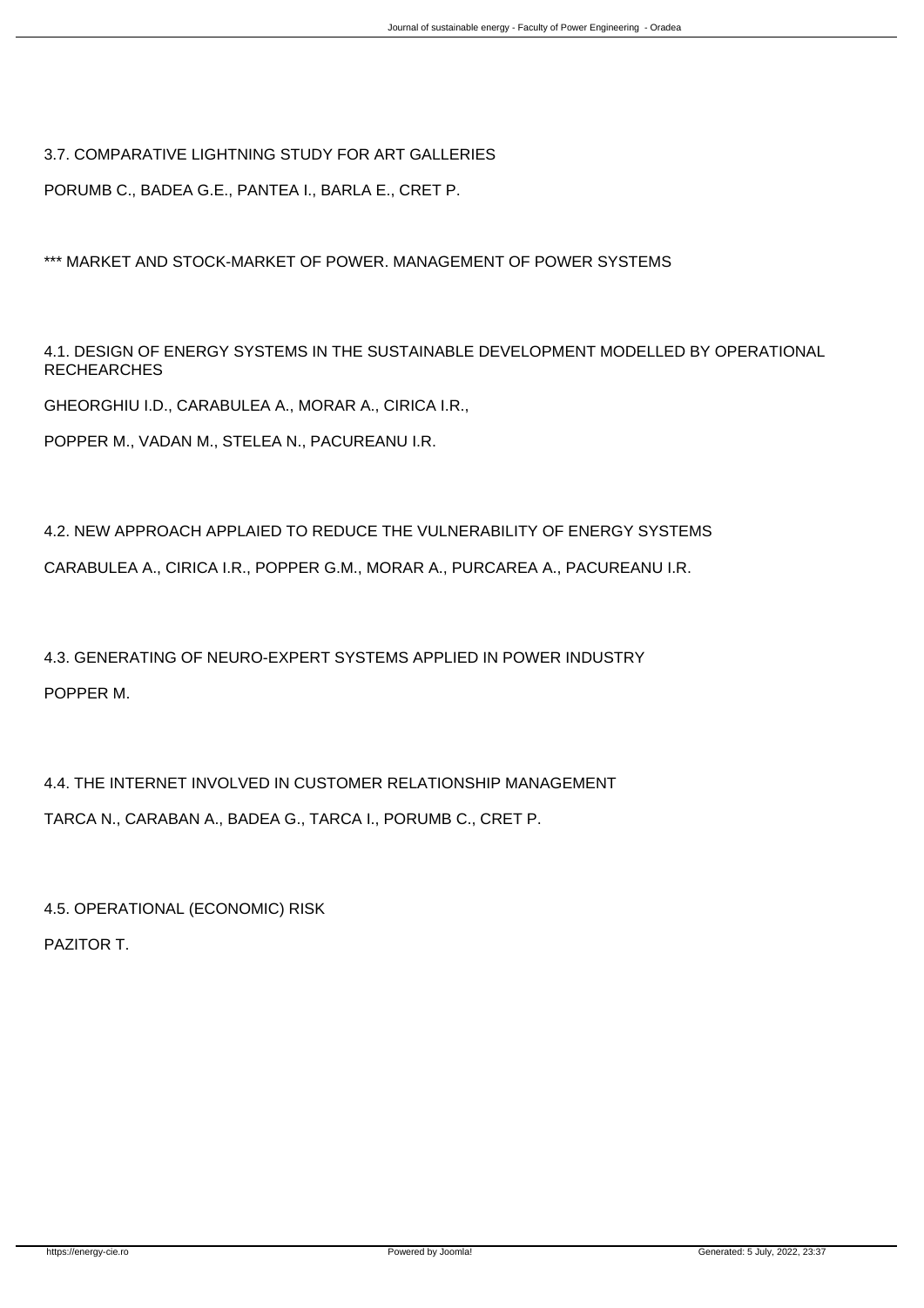3.7. COMPARATIVE LIGHTNING STUDY FOR ART GALLERIES

PORUMB C., BADEA G.E., PANTEA I., BARLA E., CRET P.

*** MARKET AND STOCK-MARKET OF POWER. MANAGEMENT OF POWER SYSTEMS

4.1. DESIGN OF ENERGY SYSTEMS IN THE SUSTAINABLE DEVELOPMENT MODELLED BY OPERATIONAL RECHEARCHES

GHEORGHIU I.D., CARABULEA A., MORAR A., CIRICA I.R.,

POPPER M., VADAN M., STELEA N., PACUREANU I.R.

4.2. NEW APPROACH APPLAIED TO REDUCE THE VULNERABILITY OF ENERGY SYSTEMS

CARABULEA A., CIRICA I.R., POPPER G.M., MORAR A., PURCAREA A., PACUREANU I.R.

4.3. GENERATING OF NEURO-EXPERT SYSTEMS APPLIED IN POWER INDUSTRY

POPPER M.

4.4. THE INTERNET INVOLVED IN CUSTOMER RELATIONSHIP MANAGEMENT

TARCA N., CARABAN A., BADEA G., TARCA I., PORUMB C., CRET P.

4.5. OPERATIONAL (ECONOMIC) RISK

PAZITOR T.